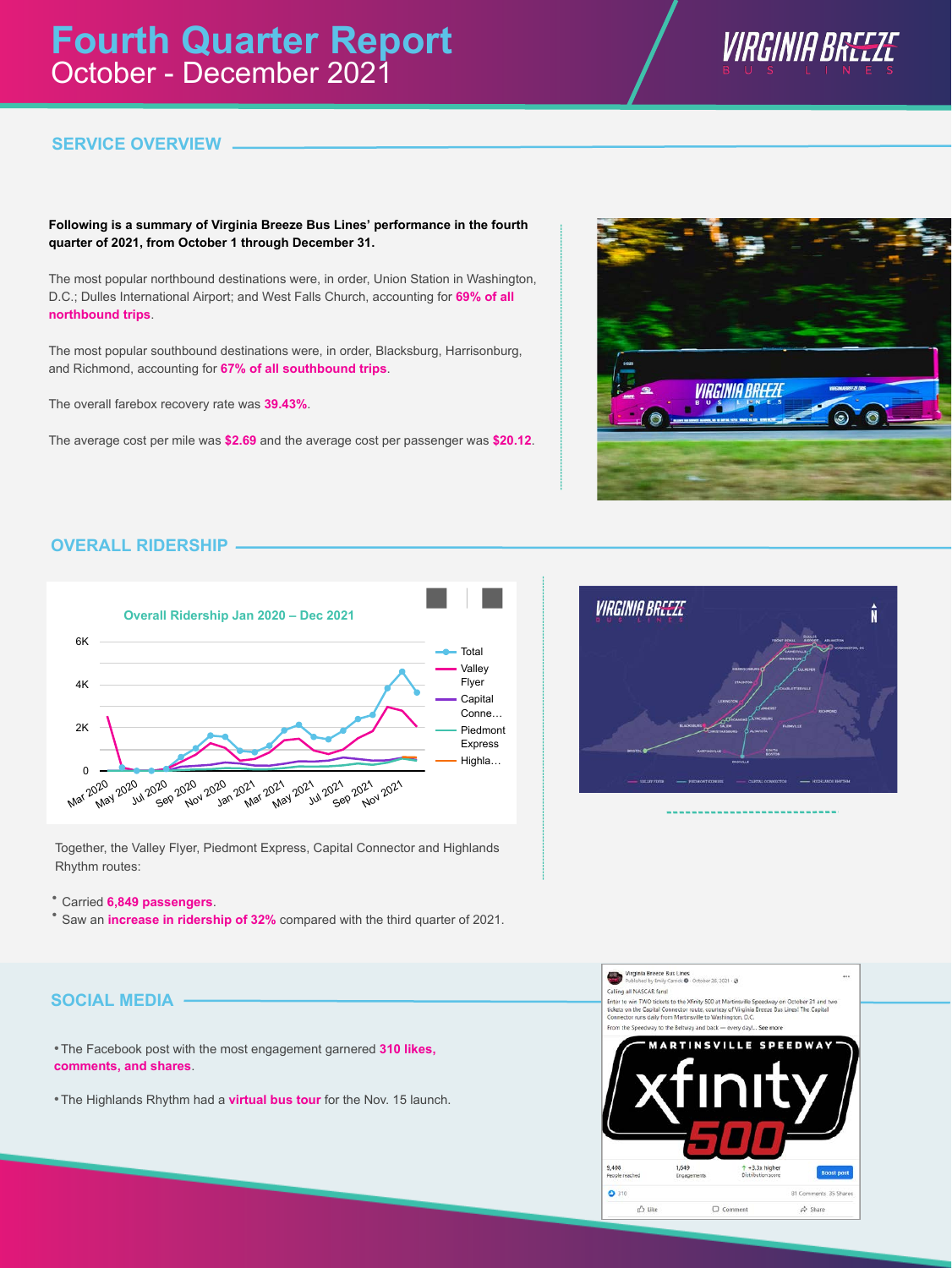# Fourth Quarter Report
October - December 2021

## SERVICE OVERVIEW

**Following is a summary of Virginia Breeze Bus Lines' performance in the fourth quarter of 2021, from October 1 through December 31.**

The most popular northbound destinations were, in order, Union Station in Washington, D.C.; Dulles International Airport; and West Falls Church, accounting for **69% of all northbound trips**.

The most popular southbound destinations were, in order, Blacksburg, Harrisonburg, and Richmond, accounting for **67% of all southbound trips**.

The overall farebox recovery rate was **39.43%**.

The average cost per mile was **$2.69** and the average cost per passenger was **$20.12**.

## OVERALL RIDERSHIP

Overall Ridership Jan 2020 – Dec 2021

Together, the Valley Flyer, Piedmont Express, Capital Connector and Highlands Rhythm routes:

- Carried **6,849 passengers**.
- Saw an **increase in ridership of 32%** compared with the third quarter of 2021.

## SOCIAL MEDIA

- The Facebook post with the most engagement garnered **310 likes, comments, and shares**.
- The Highlands Rhythm had a **virtual bus tour** for the Nov. 15 launch.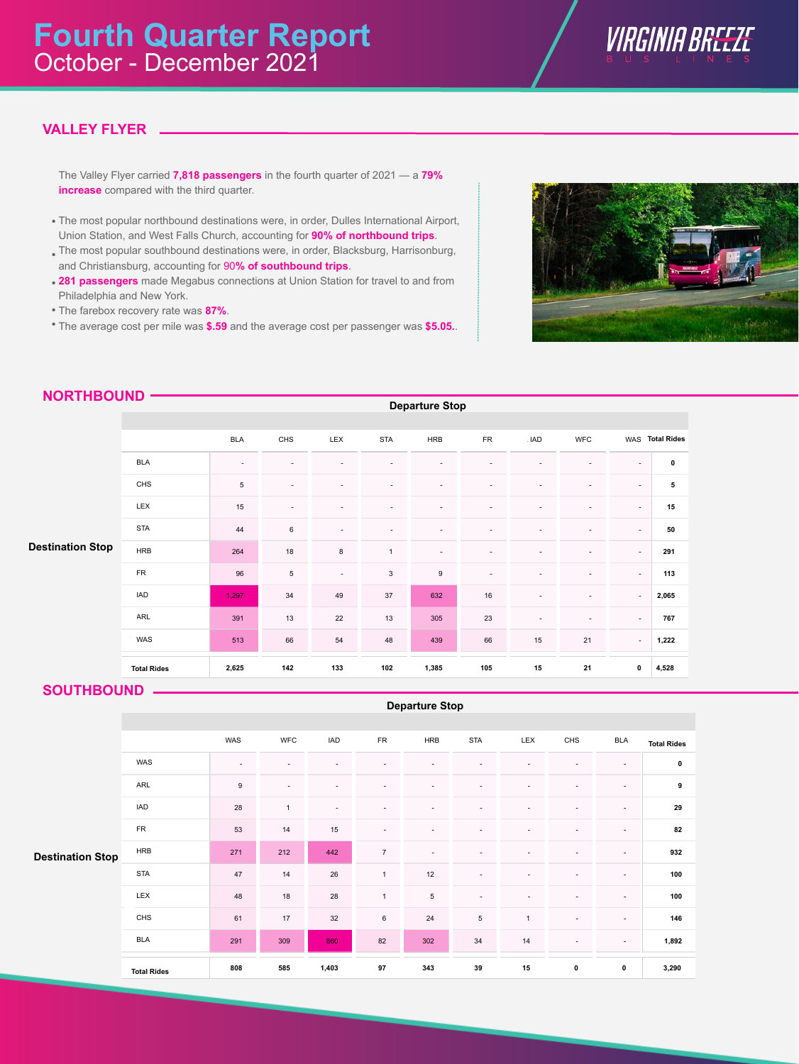# Fourth Quarter Report
October - December 2021

## VALLEY FLYER

The Valley Flyer carried **7,818 passengers** in the fourth quarter of 2021 — a **79% increase** compared with the third quarter.

- The most popular northbound destinations were, in order, Dulles International Airport, Union Station, and West Falls Church, accounting for **90% of northbound trips**.
- The most popular southbound destinations were, in order, Blacksburg, Harrisonburg, and Christiansburg, accounting for **90% of southbound trips**.
- **281 passengers** made Megabus connections at Union Station for travel to and from Philadelphia and New York.
- The farebox recovery rate was **87%**.
- The average cost per mile was **$.59** and the average cost per passenger was **$5.05.**.

## NORTHBOUND

Departure Stop (columns) / Destination Stop (rows)

| Destination Stop | BLA | CHS | LEX | STA | HRB | FR | IAD | WFC | WAS | Total Rides |
|---|---|---|---|---|---|---|---|---|---|---|
| BLA | - | - | - | - | - | - | - | - | - | 0 |
| CHS | 5 | - | - | - | - | - | - | - | - | 5 |
| LEX | 15 | - | - | - | - | - | - | - | - | 15 |
| STA | 44 | 6 | - | - | - | - | - | - | - | 50 |
| HRB | 264 | 18 | 8 | 1 | - | - | - | - | - | 291 |
| FR | 96 | 5 | - | 3 | 9 | - | - | - | - | 113 |
| IAD | 1,297 | 34 | 49 | 37 | 632 | 16 | - | - | - | 2,065 |
| ARL | 391 | 13 | 22 | 13 | 305 | 23 | - | - | - | 767 |
| WAS | 513 | 66 | 54 | 48 | 439 | 66 | 15 | 21 | - | 1,222 |
| **Total Rides** | 2,625 | 142 | 133 | 102 | 1,385 | 105 | 15 | 21 | 0 | 4,528 |

## SOUTHBOUND

Departure Stop (columns) / Destination Stop (rows)

| Destination Stop | WAS | WFC | IAD | FR | HRB | STA | LEX | CHS | BLA | Total Rides |
|---|---|---|---|---|---|---|---|---|---|---|
| WAS | - | - | - | - | - | - | - | - | - | 0 |
| ARL | 9 | - | - | - | - | - | - | - | - | 9 |
| IAD | 28 | 1 | - | - | - | - | - | - | - | 29 |
| FR | 53 | 14 | 15 | - | - | - | - | - | - | 82 |
| HRB | 271 | 212 | 442 | 7 | - | - | - | - | - | 932 |
| STA | 47 | 14 | 26 | 1 | 12 | - | - | - | - | 100 |
| LEX | 48 | 18 | 28 | 1 | 5 | - | - | - | - | 100 |
| CHS | 61 | 17 | 32 | 6 | 24 | 5 | 1 | - | - | 146 |
| BLA | 291 | 309 | 860 | 82 | 302 | 34 | 14 | - | - | 1,892 |
| **Total Rides** | 808 | 585 | 1,403 | 97 | 343 | 39 | 15 | 0 | 0 | 3,290 |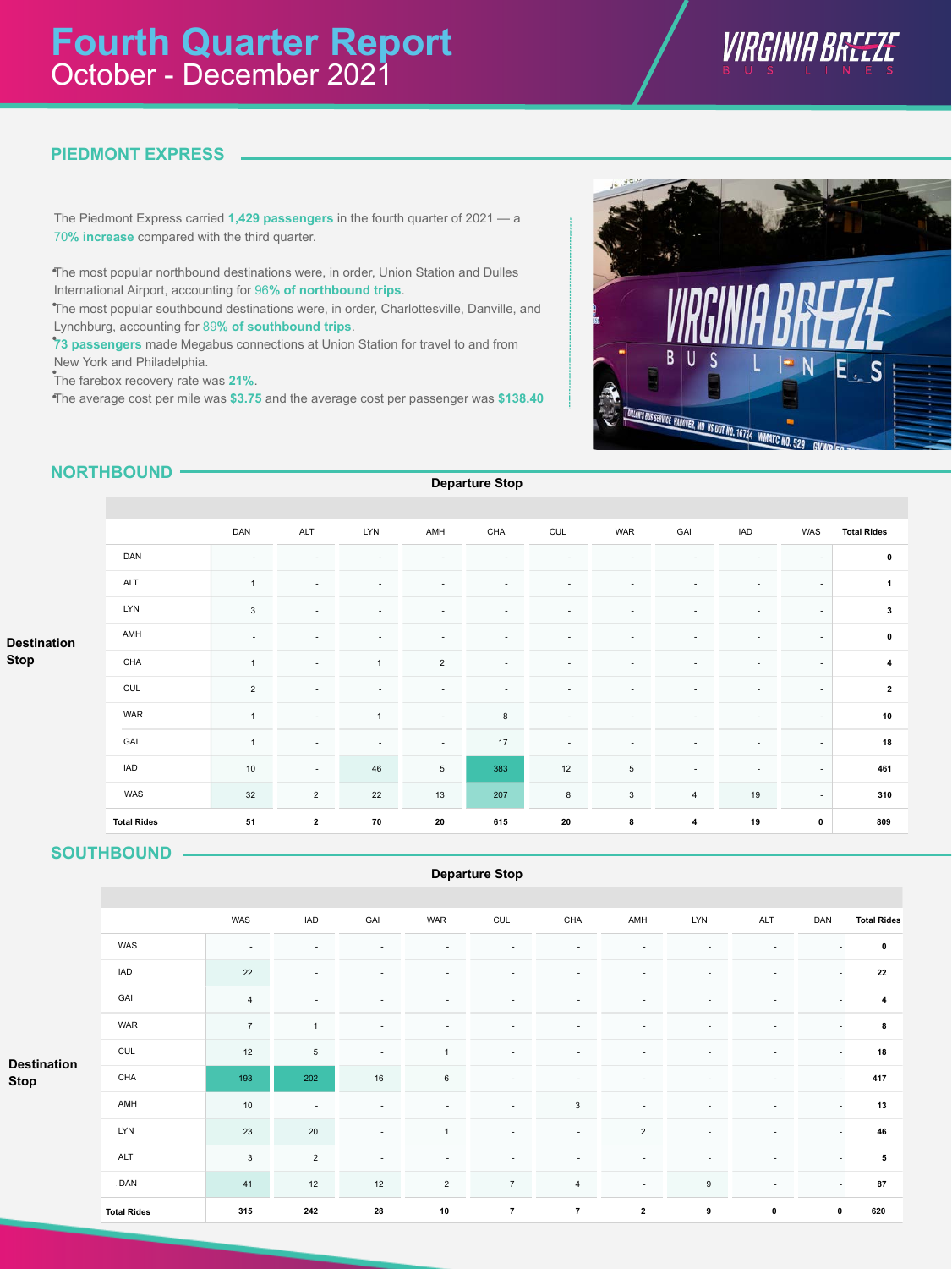# Fourth Quarter Report
October - December 2021

## PIEDMONT EXPRESS

The Piedmont Express carried **1,429 passengers** in the fourth quarter of 2021 — a **70% increase** compared with the third quarter.

- The most popular northbound destinations were, in order, Union Station and Dulles International Airport, accounting for **96% of northbound trips**.
- The most popular southbound destinations were, in order, Charlottesville, Danville, and Lynchburg, accounting for **89% of southbound trips**.
- **73 passengers** made Megabus connections at Union Station for travel to and from New York and Philadelphia.
- The farebox recovery rate was **21%**.
- The average cost per mile was **$3.75** and the average cost per passenger was **$138.40**

## NORTHBOUND

Departure Stop (columns) / Destination Stop (rows)

| | DAN | ALT | LYN | AMH | CHA | CUL | WAR | GAI | IAD | WAS | Total Rides |
|---|---|---|---|---|---|---|---|---|---|---|---|
| DAN | - | - | - | - | - | - | - | - | - | - | **0** |
| ALT | 1 | - | - | - | - | - | - | - | - | - | **1** |
| LYN | 3 | - | - | - | - | - | - | - | - | - | **3** |
| AMH | - | - | - | - | - | - | - | - | - | - | **0** |
| CHA | 1 | - | 1 | 2 | - | - | - | - | - | - | **4** |
| CUL | 2 | - | - | - | - | - | - | - | - | - | **2** |
| WAR | 1 | - | 1 | - | 8 | - | - | - | - | - | **10** |
| GAI | 1 | - | - | - | 17 | - | - | - | - | - | **18** |
| IAD | 10 | - | 46 | 5 | 383 | 12 | 5 | - | - | - | **461** |
| WAS | 32 | 2 | 22 | 13 | 207 | 8 | 3 | 4 | 19 | - | **310** |
| **Total Rides** | **51** | **2** | **70** | **20** | **615** | **20** | **8** | **4** | **19** | **0** | **809** |

## SOUTHBOUND

Departure Stop (columns) / Destination Stop (rows)

| | WAS | IAD | GAI | WAR | CUL | CHA | AMH | LYN | ALT | DAN | Total Rides |
|---|---|---|---|---|---|---|---|---|---|---|---|
| WAS | - | - | - | - | - | - | - | - | - | - | **0** |
| IAD | 22 | - | - | - | - | - | - | - | - | - | **22** |
| GAI | 4 | - | - | - | - | - | - | - | - | - | **4** |
| WAR | 7 | 1 | - | - | - | - | - | - | - | - | **8** |
| CUL | 12 | 5 | - | 1 | - | - | - | - | - | - | **18** |
| CHA | 193 | 202 | 16 | 6 | - | - | - | - | - | - | **417** |
| AMH | 10 | - | - | - | - | 3 | - | - | - | - | **13** |
| LYN | 23 | 20 | - | 1 | - | - | 2 | - | - | - | **46** |
| ALT | 3 | 2 | - | - | - | - | - | - | - | - | **5** |
| DAN | 41 | 12 | 12 | 2 | 7 | 4 | - | 9 | - | - | **87** |
| **Total Rides** | **315** | **242** | **28** | **10** | **7** | **7** | **2** | **9** | **0** | **0** | **620** |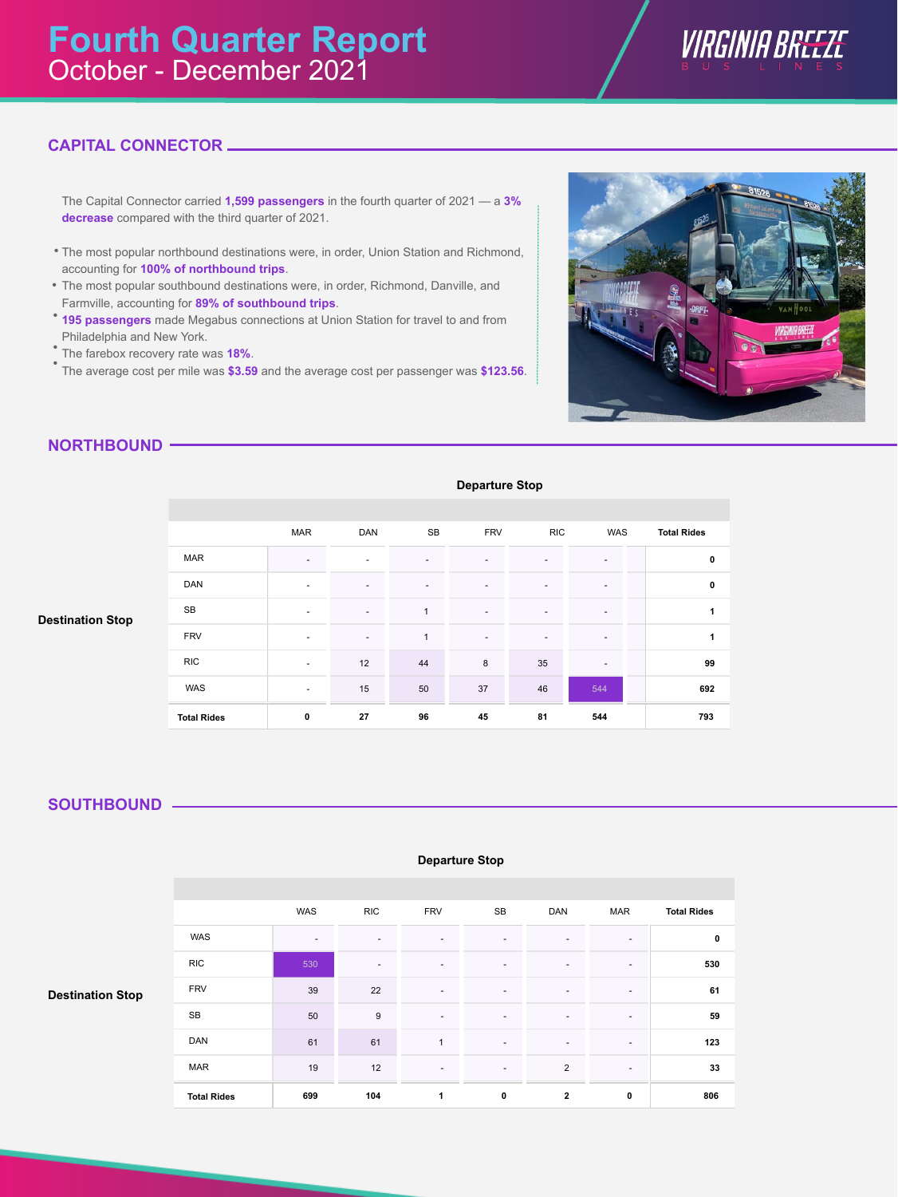# Fourth Quarter Report
October - December 2021

## CAPITAL CONNECTOR

The Capital Connector carried **1,599 passengers** in the fourth quarter of 2021 — a **3% decrease** compared with the third quarter of 2021.

- The most popular northbound destinations were, in order, Union Station and Richmond, accounting for **100% of northbound trips**.
- The most popular southbound destinations were, in order, Richmond, Danville, and Farmville, accounting for **89% of southbound trips**.
- **195 passengers** made Megabus connections at Union Station for travel to and from Philadelphia and New York.
- The farebox recovery rate was **18%**.
- The average cost per mile was **$3.59** and the average cost per passenger was **$123.56**.

## NORTHBOUND

**Departure Stop** (columns) / **Destination Stop** (rows)

| | MAR | DAN | SB | FRV | RIC | WAS | Total Rides |
|---|---|---|---|---|---|---|---|
| MAR | - | - | - | - | - | - | **0** |
| DAN | - | - | - | - | - | - | **0** |
| SB | - | - | 1 | - | - | - | **1** |
| FRV | - | - | 1 | - | - | - | **1** |
| RIC | - | 12 | 44 | 8 | 35 | - | **99** |
| WAS | - | 15 | 50 | 37 | 46 | 544 | **692** |
| **Total Rides** | **0** | **27** | **96** | **45** | **81** | **544** | **793** |

## SOUTHBOUND

**Departure Stop** (columns) / **Destination Stop** (rows)

| | WAS | RIC | FRV | SB | DAN | MAR | Total Rides |
|---|---|---|---|---|---|---|---|
| WAS | - | - | - | - | - | - | **0** |
| RIC | 530 | - | - | - | - | - | **530** |
| FRV | 39 | 22 | - | - | - | - | **61** |
| SB | 50 | 9 | - | - | - | - | **59** |
| DAN | 61 | 61 | 1 | - | - | - | **123** |
| MAR | 19 | 12 | - | - | 2 | - | **33** |
| **Total Rides** | **699** | **104** | **1** | **0** | **2** | **0** | **806** |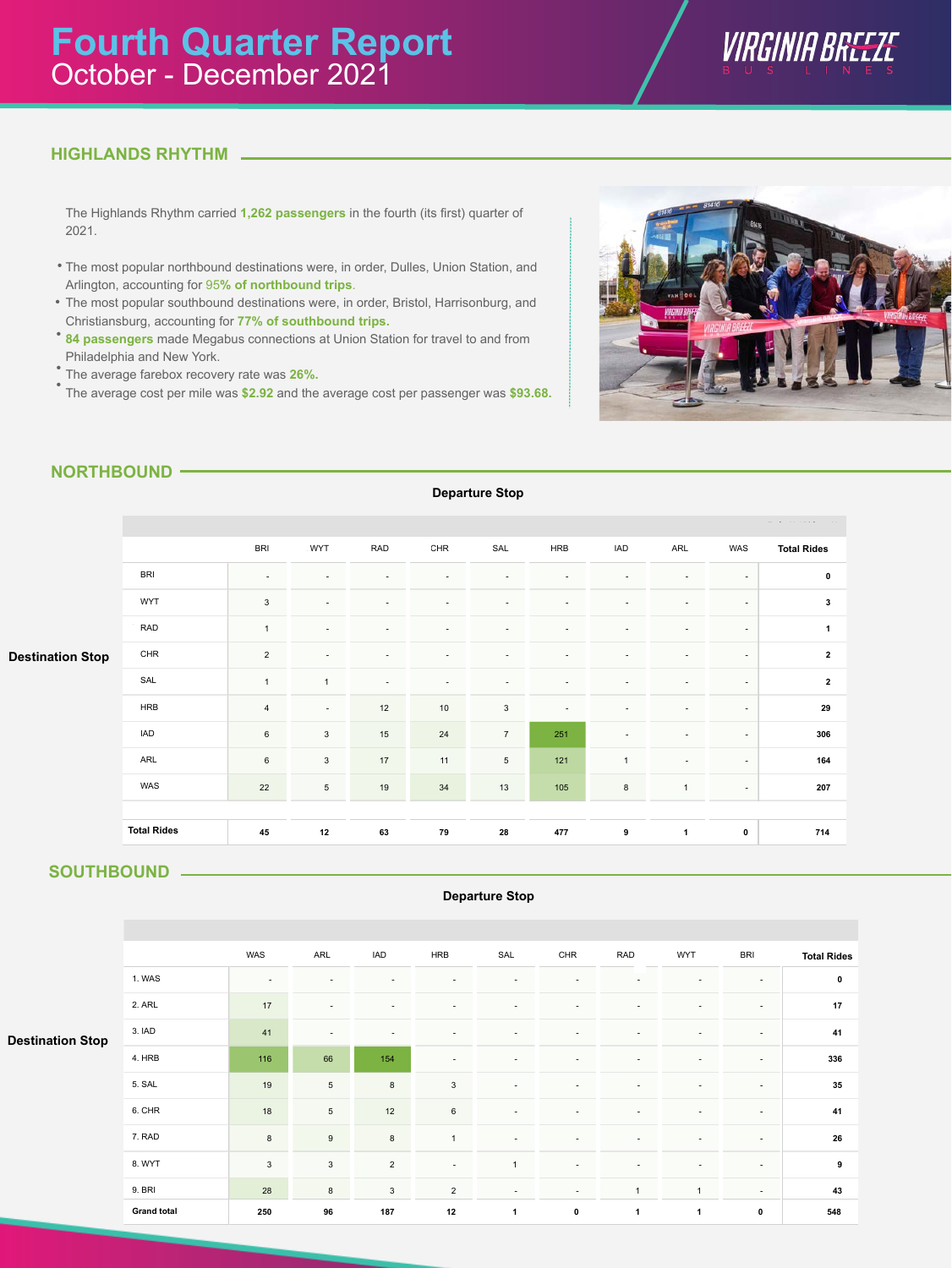# Fourth Quarter Report
October - December 2021

VIRGINIA BREEZE BUS LINES

## HIGHLANDS RHYTHM

The Highlands Rhythm carried **1,262 passengers** in the fourth (its first) quarter of 2021.

- The most popular northbound destinations were, in order, Dulles, Union Station, and Arlington, accounting for **95% of northbound trips**.
- The most popular southbound destinations were, in order, Bristol, Harrisonburg, and Christiansburg, accounting for **77% of southbound trips.**
- **84 passengers** made Megabus connections at Union Station for travel to and from Philadelphia and New York.
- The average farebox recovery rate was **26%.**
- The average cost per mile was **$2.92** and the average cost per passenger was **$93.68.**

## NORTHBOUND

Departure Stop (columns) / Destination Stop (rows)

| | BRI | WYT | RAD | CHR | SAL | HRB | IAD | ARL | WAS | Total Rides |
|---|---|---|---|---|---|---|---|---|---|---|
| BRI | - | - | - | - | - | - | - | - | - | 0 |
| WYT | 3 | - | - | - | - | - | - | - | - | 3 |
| RAD | 1 | - | - | - | - | - | - | - | - | 1 |
| CHR | 2 | - | - | - | - | - | - | - | - | 2 |
| SAL | 1 | 1 | - | - | - | - | - | - | - | 2 |
| HRB | 4 | - | 12 | 10 | 3 | - | - | - | - | 29 |
| IAD | 6 | 3 | 15 | 24 | 7 | 251 | - | - | - | 306 |
| ARL | 6 | 3 | 17 | 11 | 5 | 121 | 1 | - | - | 164 |
| WAS | 22 | 5 | 19 | 34 | 13 | 105 | 8 | 1 | - | 207 |
| **Total Rides** | 45 | 12 | 63 | 79 | 28 | 477 | 9 | 1 | 0 | 714 |

## SOUTHBOUND

Departure Stop (columns) / Destination Stop (rows)

| | WAS | ARL | IAD | HRB | SAL | CHR | RAD | WYT | BRI | Total Rides |
|---|---|---|---|---|---|---|---|---|---|---|
| 1. WAS | - | - | - | - | - | - | - | - | - | 0 |
| 2. ARL | 17 | - | - | - | - | - | - | - | - | 17 |
| 3. IAD | 41 | - | - | - | - | - | - | - | - | 41 |
| 4. HRB | 116 | 66 | 154 | - | - | - | - | - | - | 336 |
| 5. SAL | 19 | 5 | 8 | 3 | - | - | - | - | - | 35 |
| 6. CHR | 18 | 5 | 12 | 6 | - | - | - | - | - | 41 |
| 7. RAD | 8 | 9 | 8 | 1 | - | - | - | - | - | 26 |
| 8. WYT | 3 | 3 | 2 | - | 1 | - | - | - | - | 9 |
| 9. BRI | 28 | 8 | 3 | 2 | - | - | 1 | 1 | - | 43 |
| **Grand total** | 250 | 96 | 187 | 12 | 1 | 0 | 1 | 1 | 0 | 548 |